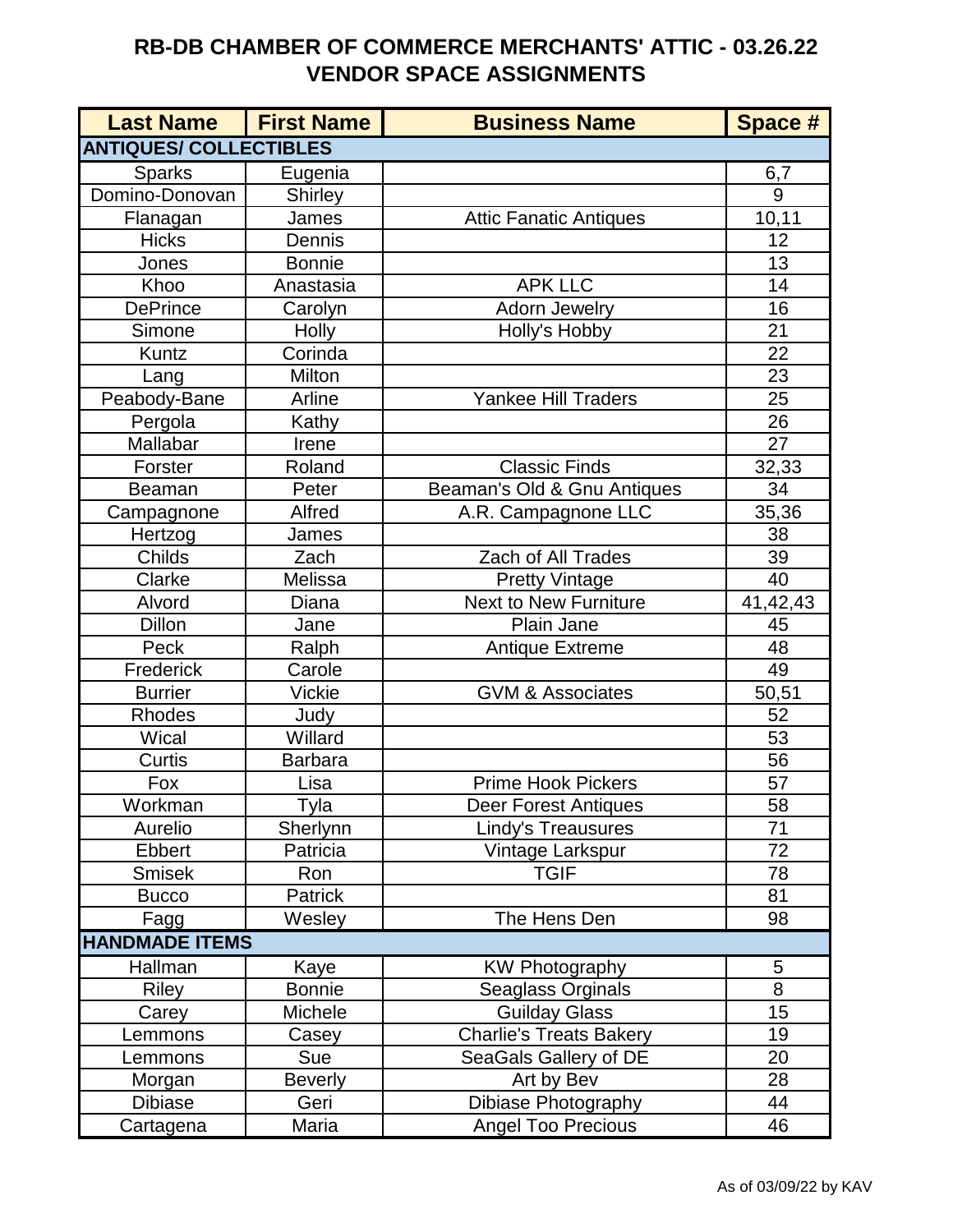# RB-DB CHAMBER OF COMMERCE MERCHANTS' ATTIC - 03.26.22
# VENDOR SPACE ASSIGNMENTS

| Last Name | First Name | Business Name | Space # |
|---|---|---|---|
| **ANTIQUES/ COLLECTIBLES** | | | |
| Sparks | Eugenia | | 6,7 |
| Domino-Donovan | Shirley | | 9 |
| Flanagan | James | Attic Fanatic Antiques | 10,11 |
| Hicks | Dennis | | 12 |
| Jones | Bonnie | | 13 |
| Khoo | Anastasia | APK LLC | 14 |
| DePrince | Carolyn | Adorn Jewelry | 16 |
| Simone | Holly | Holly's Hobby | 21 |
| Kuntz | Corinda | | 22 |
| Lang | Milton | | 23 |
| Peabody-Bane | Arline | Yankee Hill Traders | 25 |
| Pergola | Kathy | | 26 |
| Mallabar | Irene | | 27 |
| Forster | Roland | Classic Finds | 32,33 |
| Beaman | Peter | Beaman's Old & Gnu Antiques | 34 |
| Campagnone | Alfred | A.R. Campagnone LLC | 35,36 |
| Hertzog | James | | 38 |
| Childs | Zach | Zach of All Trades | 39 |
| Clarke | Melissa | Pretty Vintage | 40 |
| Alvord | Diana | Next to New Furniture | 41,42,43 |
| Dillon | Jane | Plain Jane | 45 |
| Peck | Ralph | Antique Extreme | 48 |
| Frederick | Carole | | 49 |
| Burrier | Vickie | GVM & Associates | 50,51 |
| Rhodes | Judy | | 52 |
| Wical | Willard | | 53 |
| Curtis | Barbara | | 56 |
| Fox | Lisa | Prime Hook Pickers | 57 |
| Workman | Tyla | Deer Forest Antiques | 58 |
| Aurelio | Sherlynn | Lindy's Treausures | 71 |
| Ebbert | Patricia | Vintage Larkspur | 72 |
| Smisek | Ron | TGIF | 78 |
| Bucco | Patrick | | 81 |
| Fagg | Wesley | The Hens Den | 98 |
| **HANDMADE ITEMS** | | | |
| Hallman | Kaye | KW Photography | 5 |
| Riley | Bonnie | Seaglass Orginals | 8 |
| Carey | Michele | Guilday Glass | 15 |
| Lemmons | Casey | Charlie's Treats Bakery | 19 |
| Lemmons | Sue | SeaGals Gallery of DE | 20 |
| Morgan | Beverly | Art by Bev | 28 |
| Dibiase | Geri | Dibiase Photography | 44 |
| Cartagena | Maria | Angel Too Precious | 46 |

As of 03/09/22 by KAV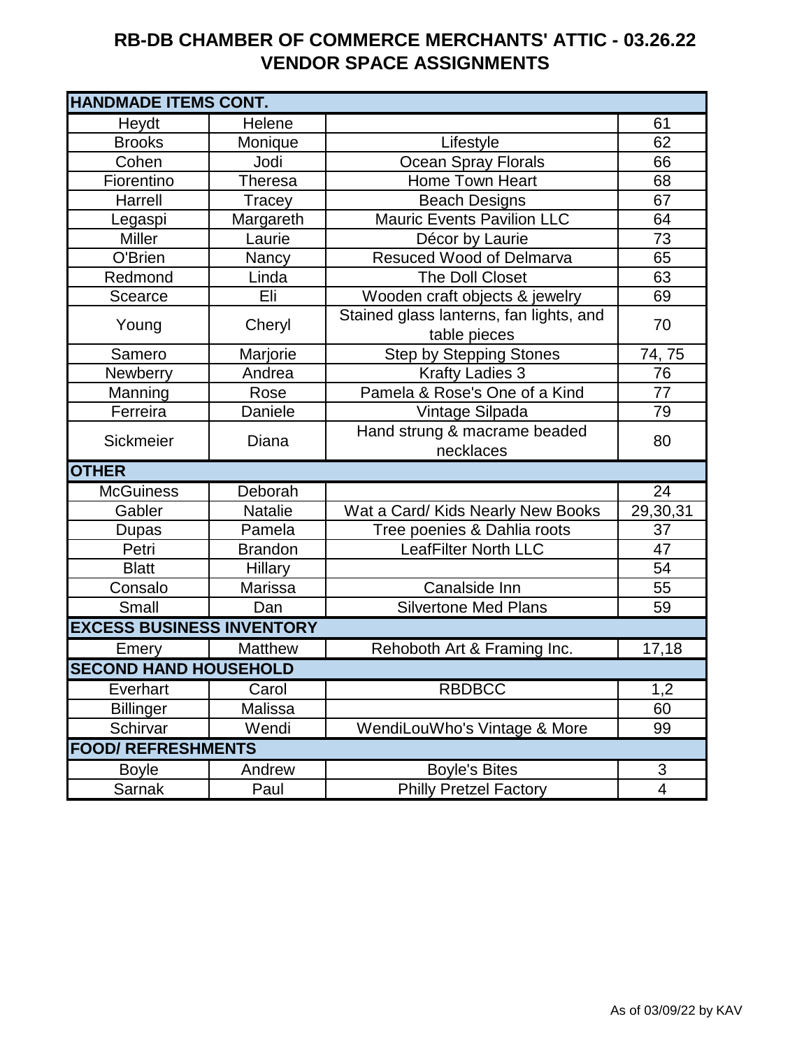# RB-DB CHAMBER OF COMMERCE MERCHANTS' ATTIC - 03.26.22
## VENDOR SPACE ASSIGNMENTS

| | | | |
|---|---|---|---|
| **HANDMADE ITEMS CONT.** | | | |
| Heydt | Helene | | 61 |
| Brooks | Monique | Lifestyle | 62 |
| Cohen | Jodi | Ocean Spray Florals | 66 |
| Fiorentino | Theresa | Home Town Heart | 68 |
| Harrell | Tracey | Beach Designs | 67 |
| Legaspi | Margareth | Mauric Events Pavilion LLC | 64 |
| Miller | Laurie | Décor by Laurie | 73 |
| O'Brien | Nancy | Resuced Wood of Delmarva | 65 |
| Redmond | Linda | The Doll Closet | 63 |
| Scearce | Eli | Wooden craft objects & jewelry | 69 |
| Young | Cheryl | Stained glass lanterns, fan lights, and table pieces | 70 |
| Samero | Marjorie | Step by Stepping Stones | 74, 75 |
| Newberry | Andrea | Krafty Ladies 3 | 76 |
| Manning | Rose | Pamela & Rose's One of a Kind | 77 |
| Ferreira | Daniele | Vintage Silpada | 79 |
| Sickmeier | Diana | Hand strung & macrame beaded necklaces | 80 |
| **OTHER** | | | |
| McGuiness | Deborah | | 24 |
| Gabler | Natalie | Wat a Card/ Kids Nearly New Books | 29,30,31 |
| Dupas | Pamela | Tree poenies & Dahlia roots | 37 |
| Petri | Brandon | LeafFilter North LLC | 47 |
| Blatt | Hillary | | 54 |
| Consalo | Marissa | Canalside Inn | 55 |
| Small | Dan | Silvertone Med Plans | 59 |
| **EXCESS BUSINESS INVENTORY** | | | |
| Emery | Matthew | Rehoboth Art & Framing Inc. | 17,18 |
| **SECOND HAND HOUSEHOLD** | | | |
| Everhart | Carol | RBDBCC | 1,2 |
| Billinger | Malissa | | 60 |
| Schirvar | Wendi | WendiLouWho's Vintage & More | 99 |
| **FOOD/ REFRESHMENTS** | | | |
| Boyle | Andrew | Boyle's Bites | 3 |
| Sarnak | Paul | Philly Pretzel Factory | 4 |

As of 03/09/22 by KAV